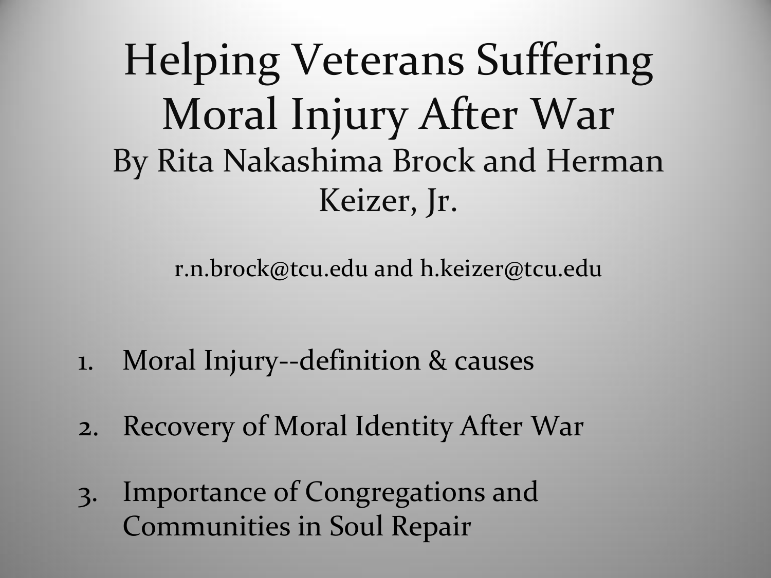# Helping Veterans Suffering Moral Injury After War

By Rita Nakashima Brock and Herman Keizer, Jr.

r.n.brock@tcu.edu and h.keizer@tcu.edu

1. Moral Injury--definition & causes
2. Recovery of Moral Identity After War
3. Importance of Congregations and Communities in Soul Repair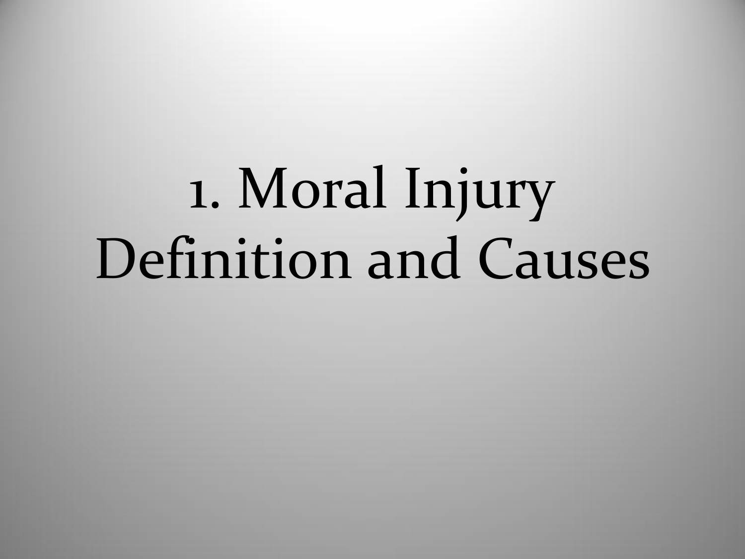# 1. Moral Injury Definition and Causes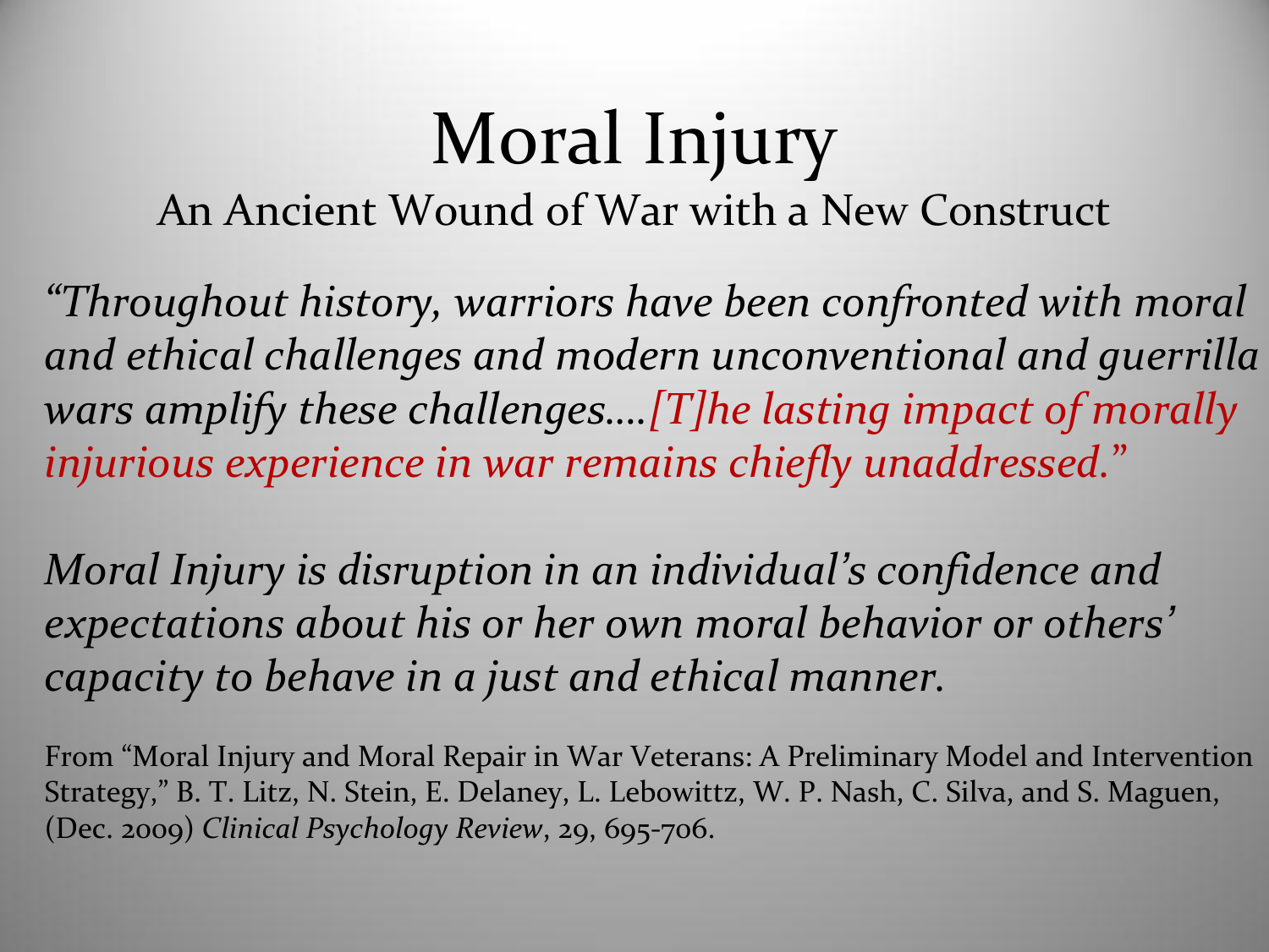# Moral Injury

## An Ancient Wound of War with a New Construct

*"Throughout history, warriors have been confronted with moral and ethical challenges and modern unconventional and guerrilla wars amplify these challenges….[T]he lasting impact of morally injurious experience in war remains chiefly unaddressed."*

*Moral Injury is disruption in an individual's confidence and expectations about his or her own moral behavior or others' capacity to behave in a just and ethical manner.*

From "Moral Injury and Moral Repair in War Veterans: A Preliminary Model and Intervention Strategy," B. T. Litz, N. Stein, E. Delaney, L. Lebowittz, W. P. Nash, C. Silva, and S. Maguen, (Dec. 2009) *Clinical Psychology Review*, 29, 695-706.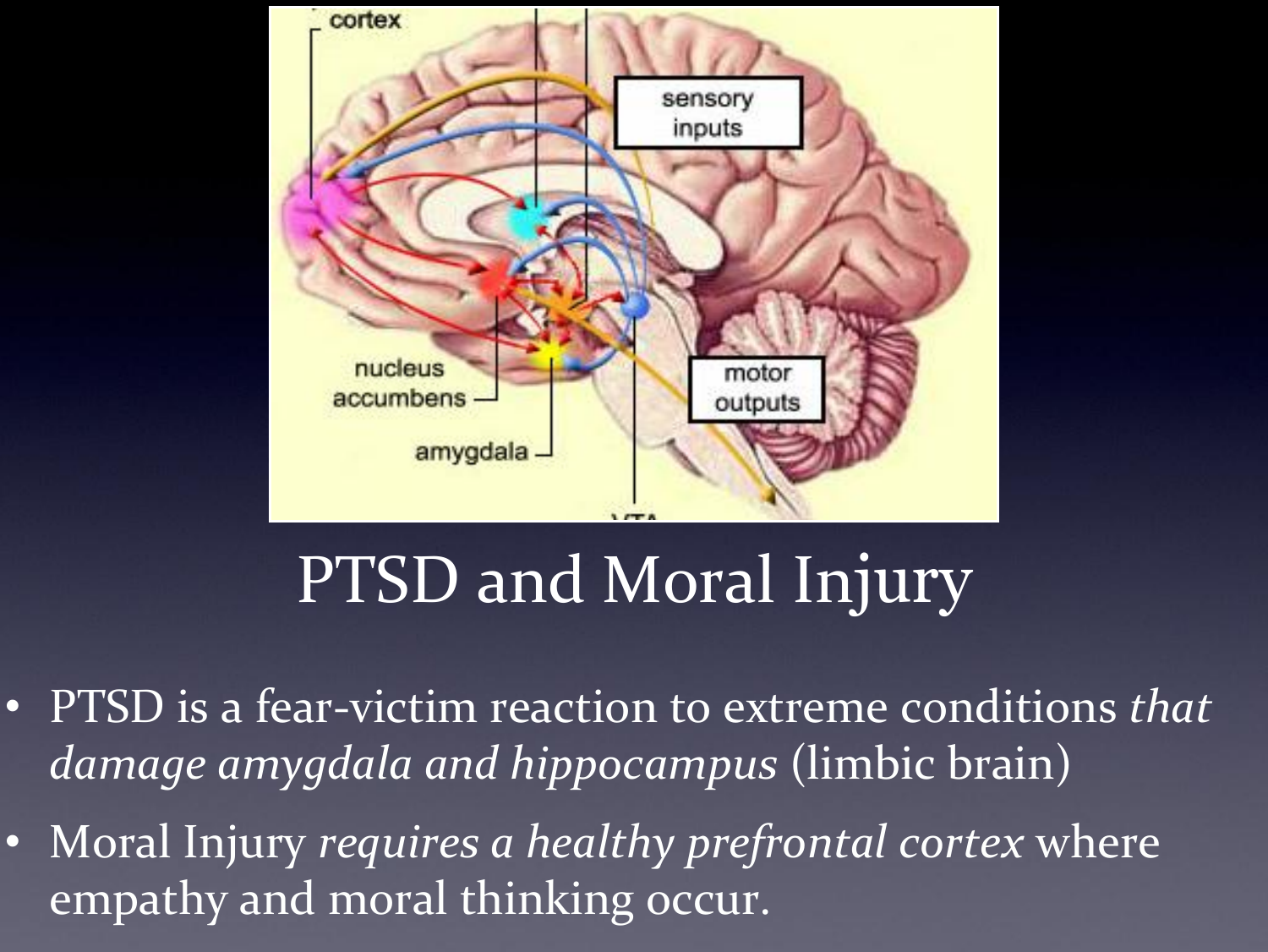# PTSD and Moral Injury

- PTSD is a fear-victim reaction to extreme conditions *that damage amygdala and hippocampus* (limbic brain)
- Moral Injury *requires a healthy prefrontal cortex* where empathy and moral thinking occur.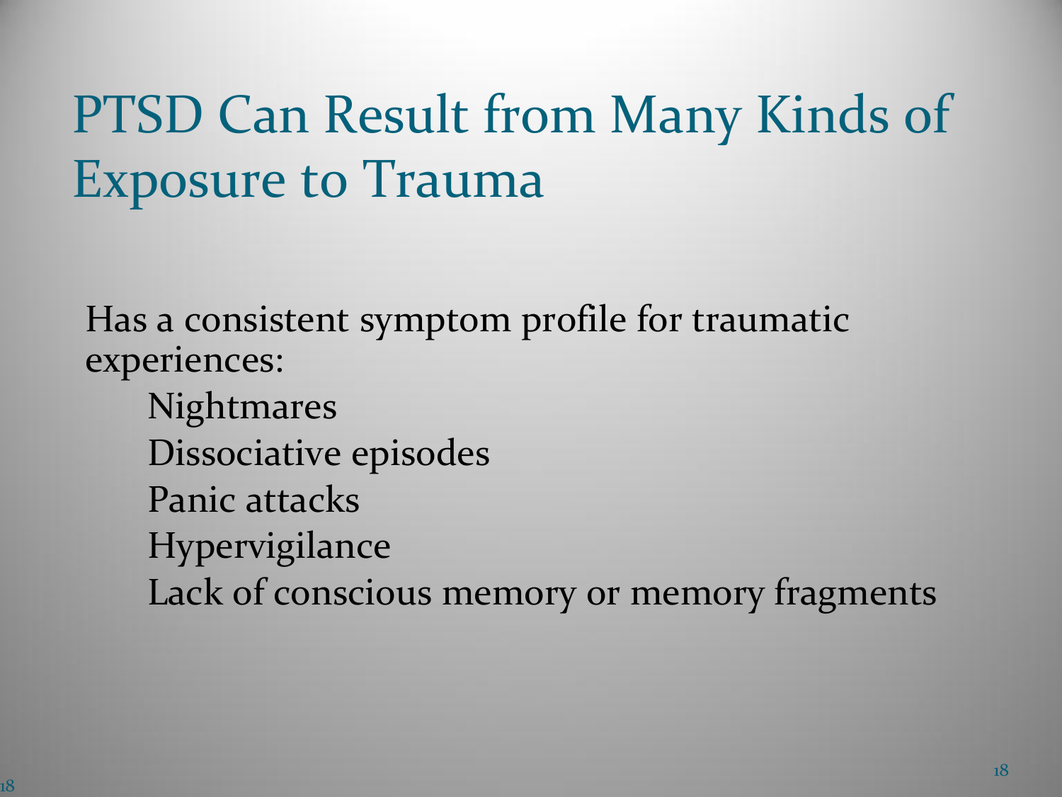# PTSD Can Result from Many Kinds of Exposure to Trauma

Has a consistent symptom profile for traumatic experiences:

- Nightmares
- Dissociative episodes
- Panic attacks
- Hypervigilance
- Lack of conscious memory or memory fragments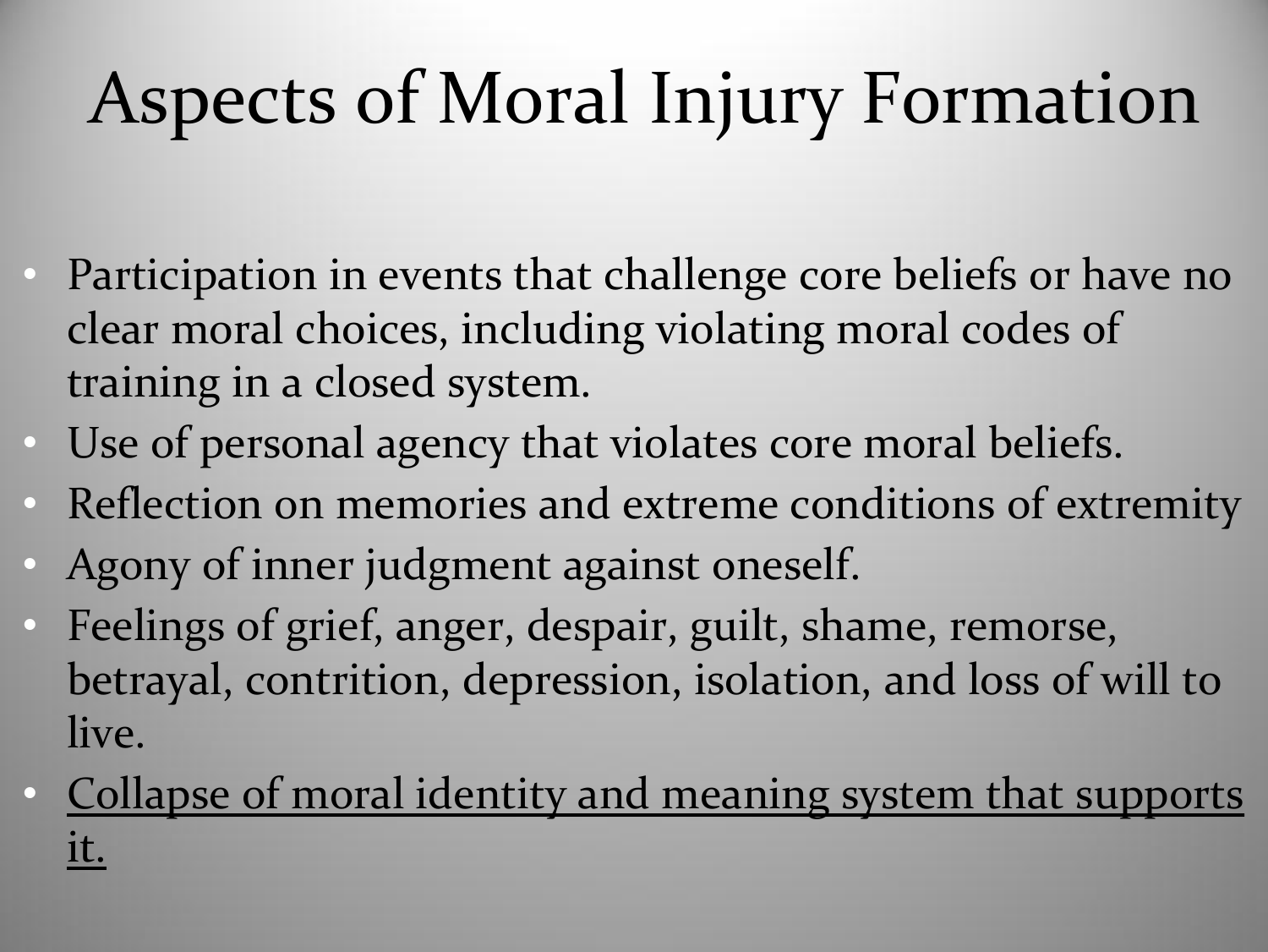# Aspects of Moral Injury Formation

- Participation in events that challenge core beliefs or have no clear moral choices, including violating moral codes of training in a closed system.
- Use of personal agency that violates core moral beliefs.
- Reflection on memories and extreme conditions of extremity
- Agony of inner judgment against oneself.
- Feelings of grief, anger, despair, guilt, shame, remorse, betrayal, contrition, depression, isolation, and loss of will to live.
- <u>Collapse of moral identity and meaning system that supports it.</u>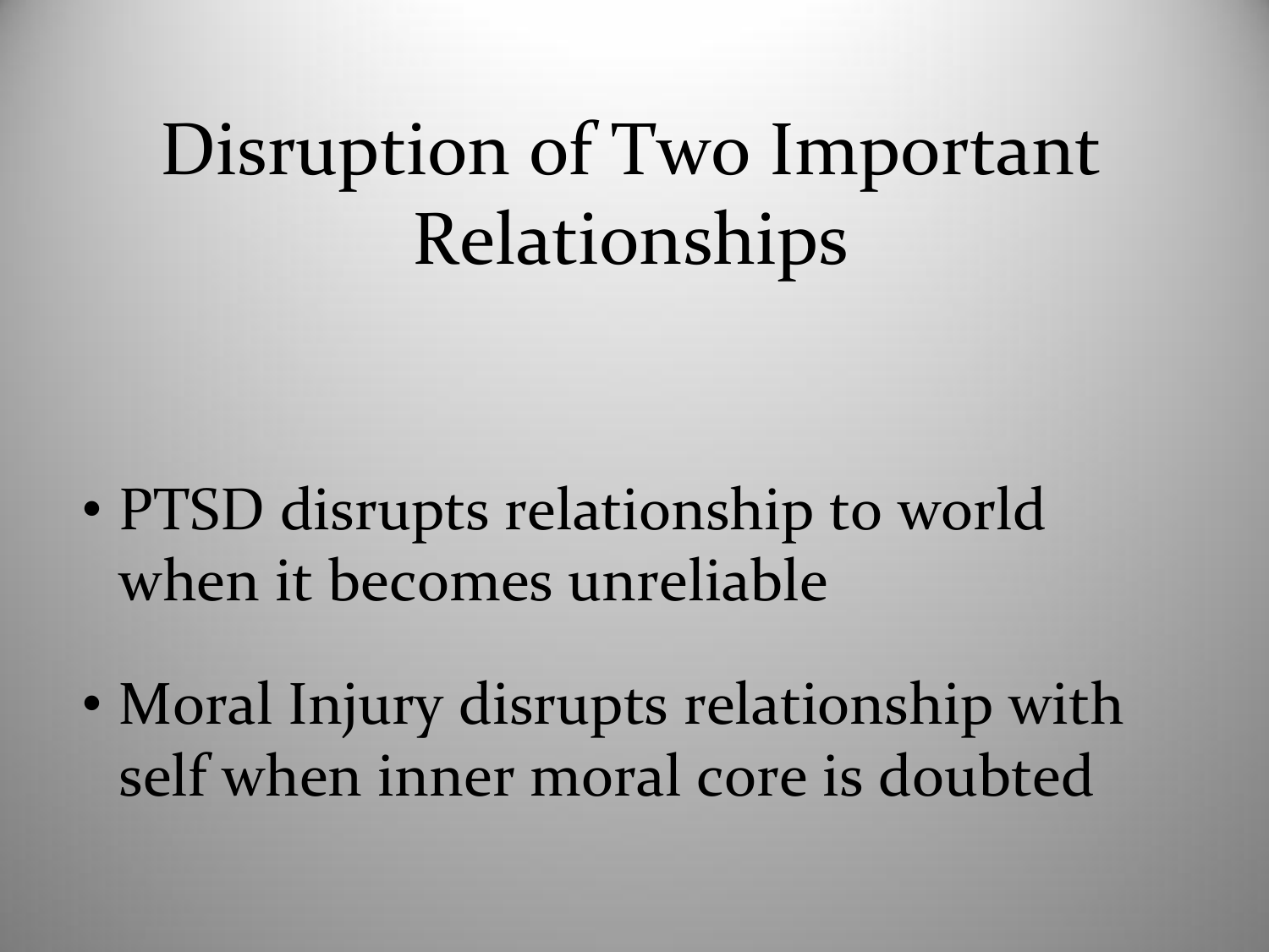# Disruption of Two Important Relationships

- PTSD disrupts relationship to world when it becomes unreliable
- Moral Injury disrupts relationship with self when inner moral core is doubted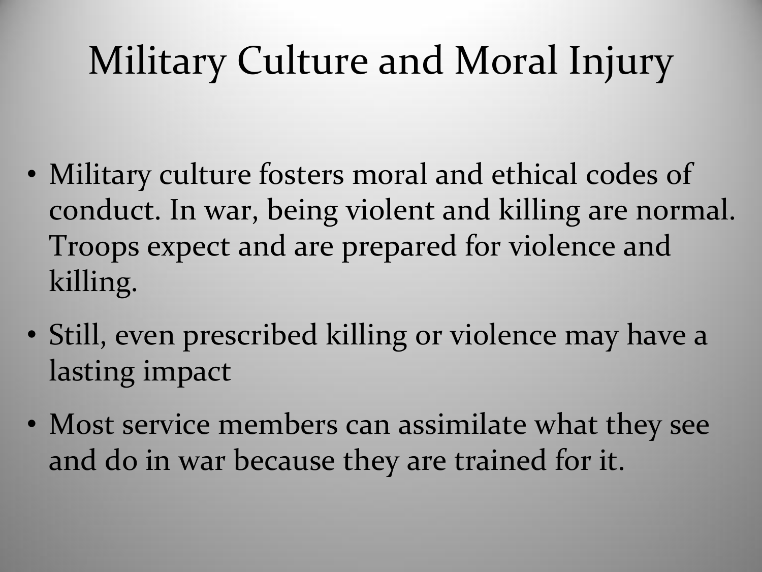# Military Culture and Moral Injury

- Military culture fosters moral and ethical codes of conduct. In war, being violent and killing are normal. Troops expect and are prepared for violence and killing.
- Still, even prescribed killing or violence may have a lasting impact
- Most service members can assimilate what they see and do in war because they are trained for it.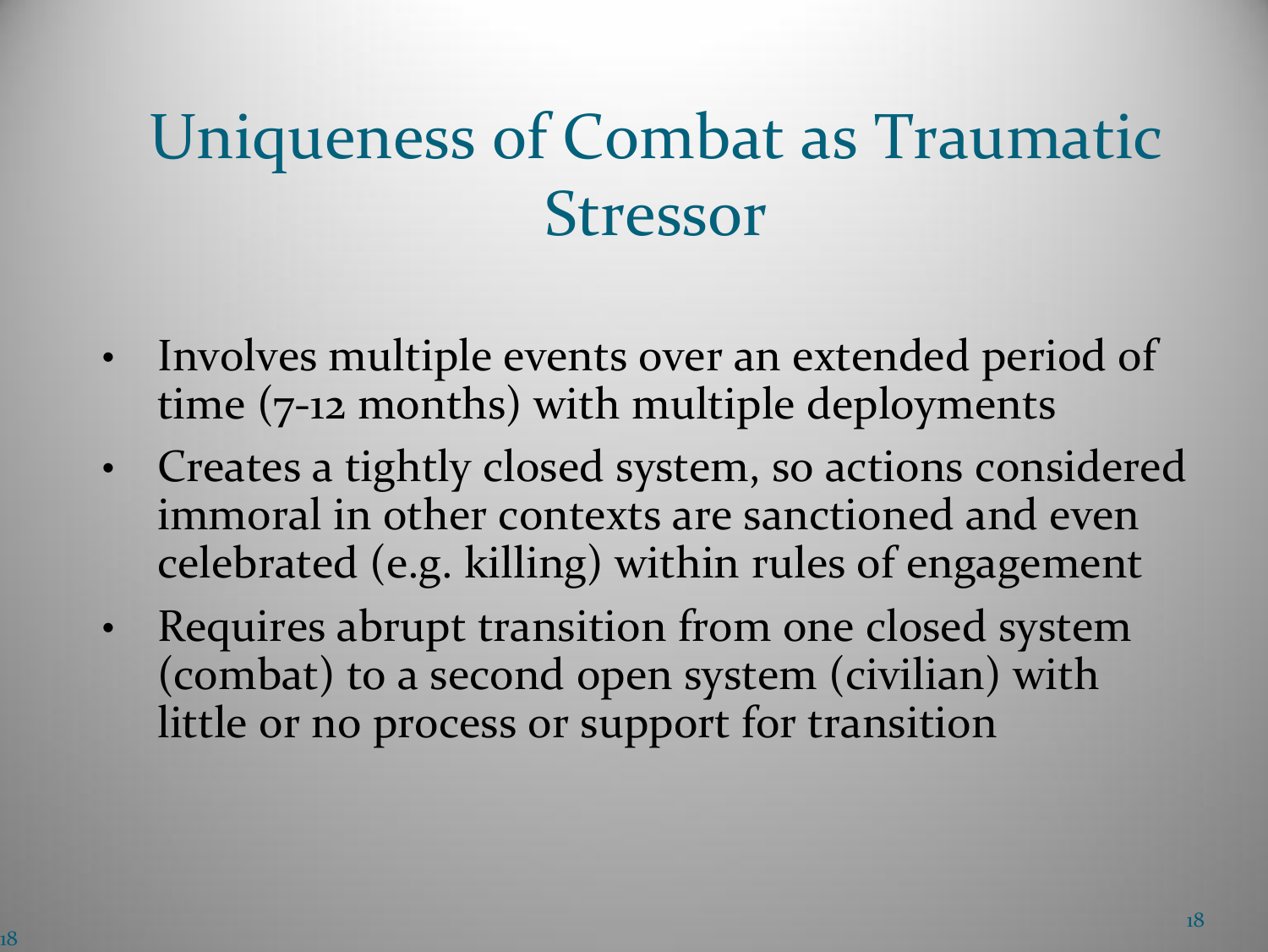# Uniqueness of Combat as Traumatic Stressor

- Involves multiple events over an extended period of time (7-12 months) with multiple deployments
- Creates a tightly closed system, so actions considered immoral in other contexts are sanctioned and even celebrated (e.g. killing) within rules of engagement
- Requires abrupt transition from one closed system (combat) to a second open system (civilian) with little or no process or support for transition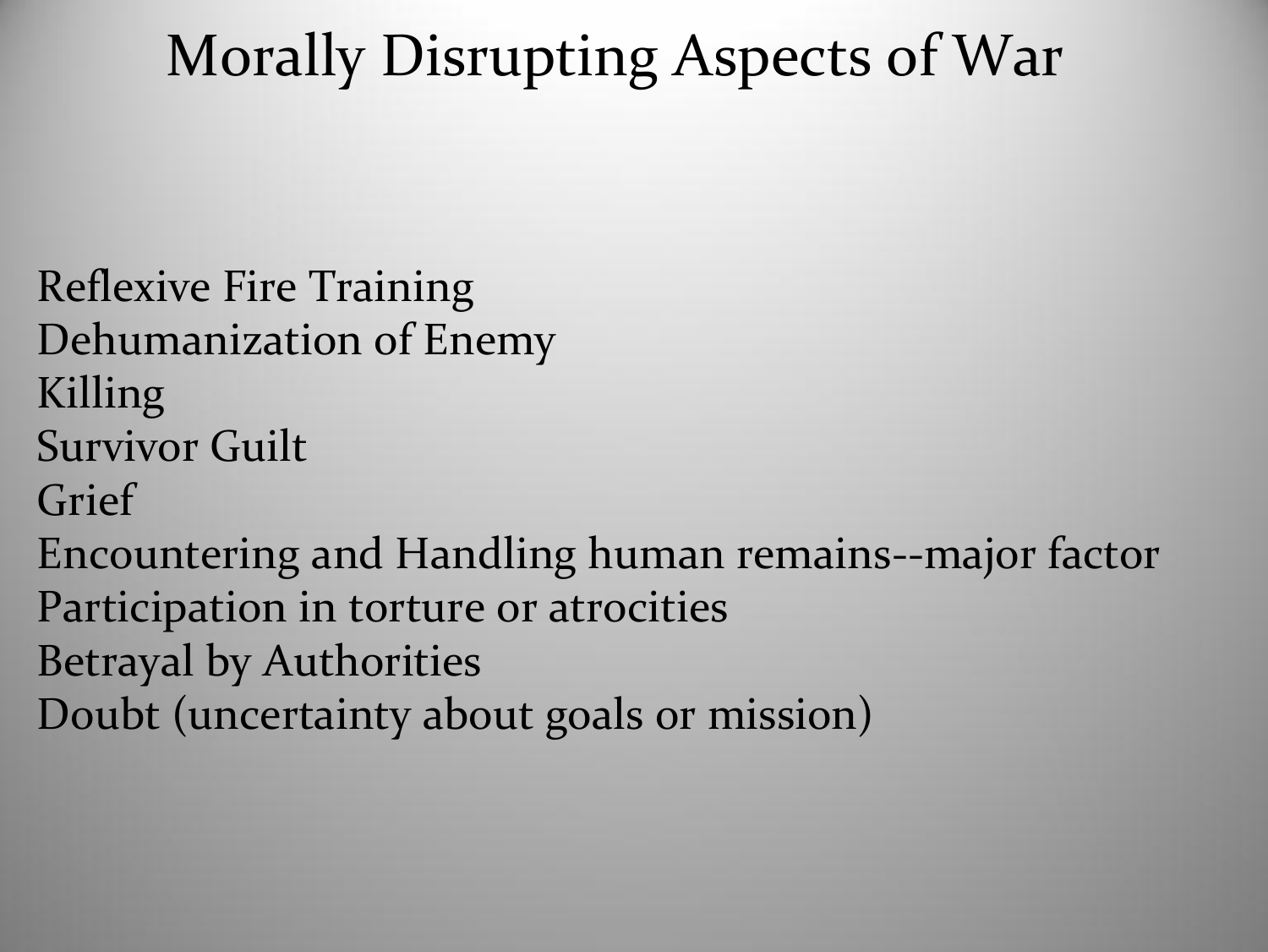# Morally Disrupting Aspects of War

Reflexive Fire Training
Dehumanization of Enemy
Killing
Survivor Guilt
Grief
Encountering and Handling human remains--major factor
Participation in torture or atrocities
Betrayal by Authorities
Doubt (uncertainty about goals or mission)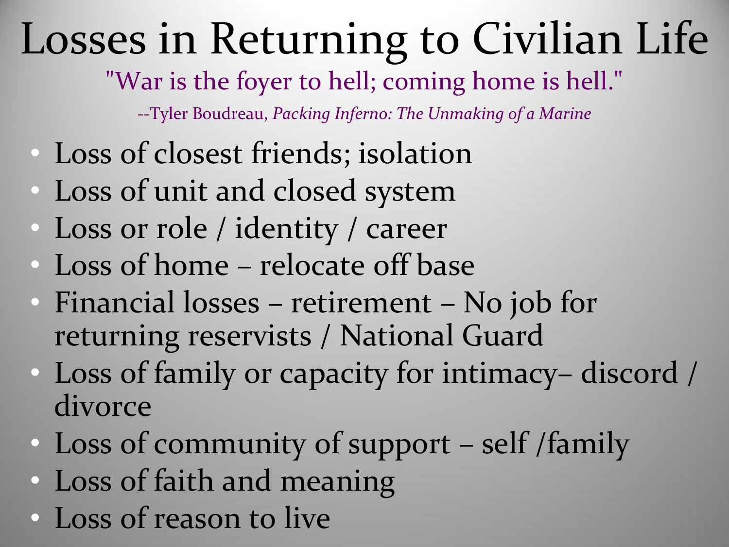# Losses in Returning to Civilian Life

"War is the foyer to hell; coming home is hell."

--Tyler Boudreau, *Packing Inferno: The Unmaking of a Marine*

- Loss of closest friends; isolation
- Loss of unit and closed system
- Loss or role / identity / career
- Loss of home – relocate off base
- Financial losses – retirement – No job for returning reservists / National Guard
- Loss of family or capacity for intimacy– discord / divorce
- Loss of community of support – self /family
- Loss of faith and meaning
- Loss of reason to live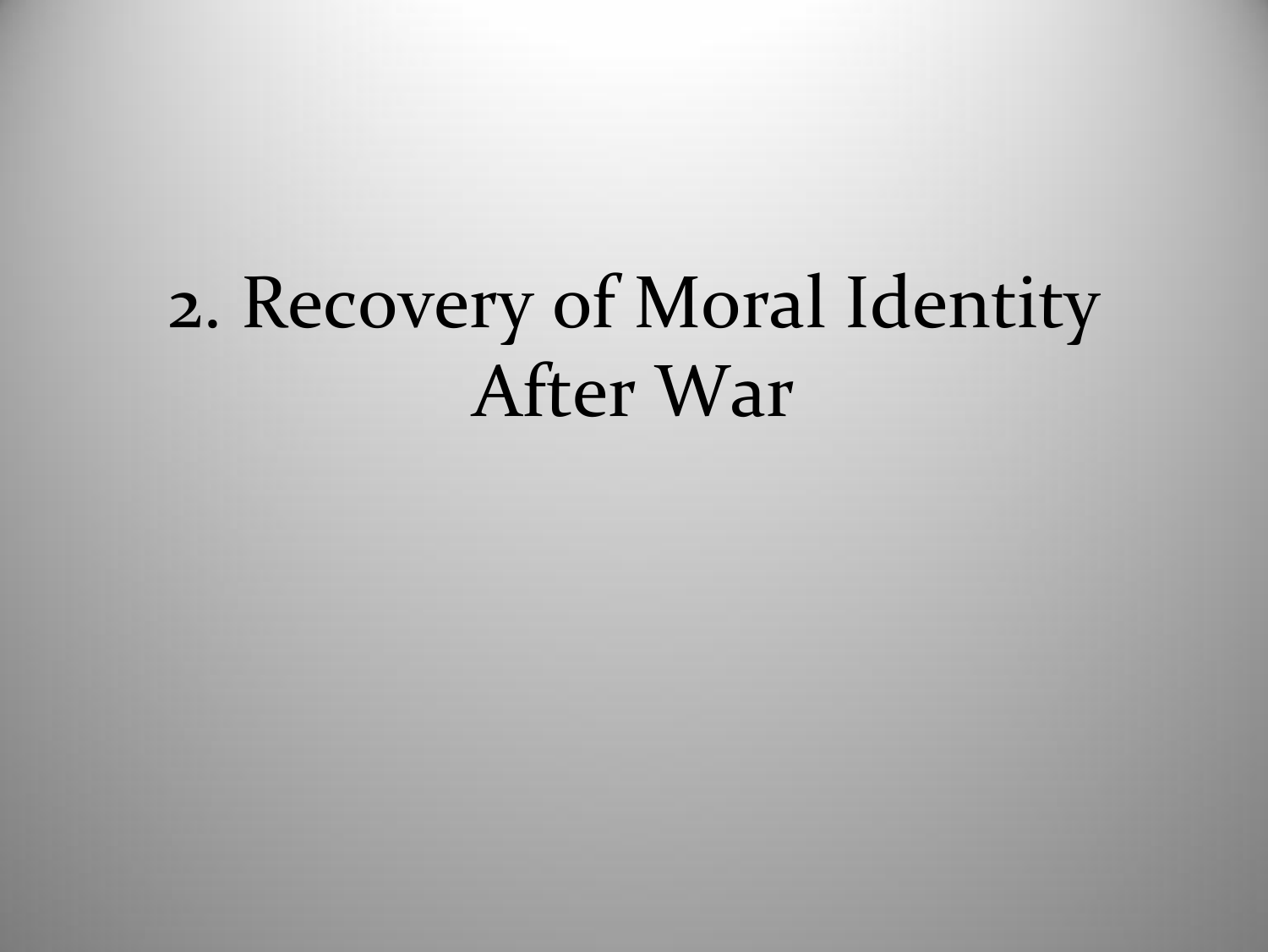# 2. Recovery of Moral Identity After War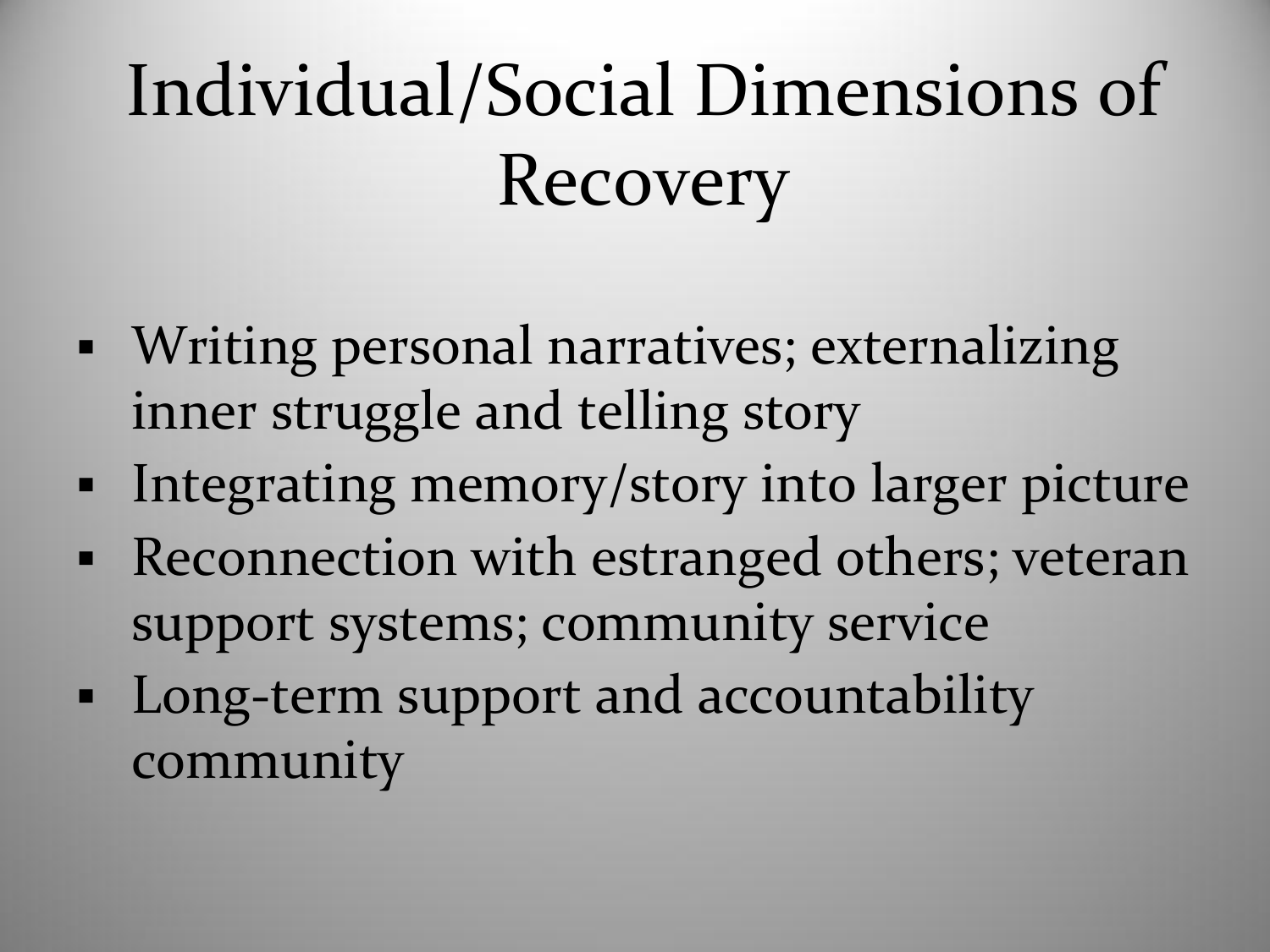# Individual/Social Dimensions of Recovery

- Writing personal narratives; externalizing inner struggle and telling story
- Integrating memory/story into larger picture
- Reconnection with estranged others; veteran support systems; community service
- Long-term support and accountability community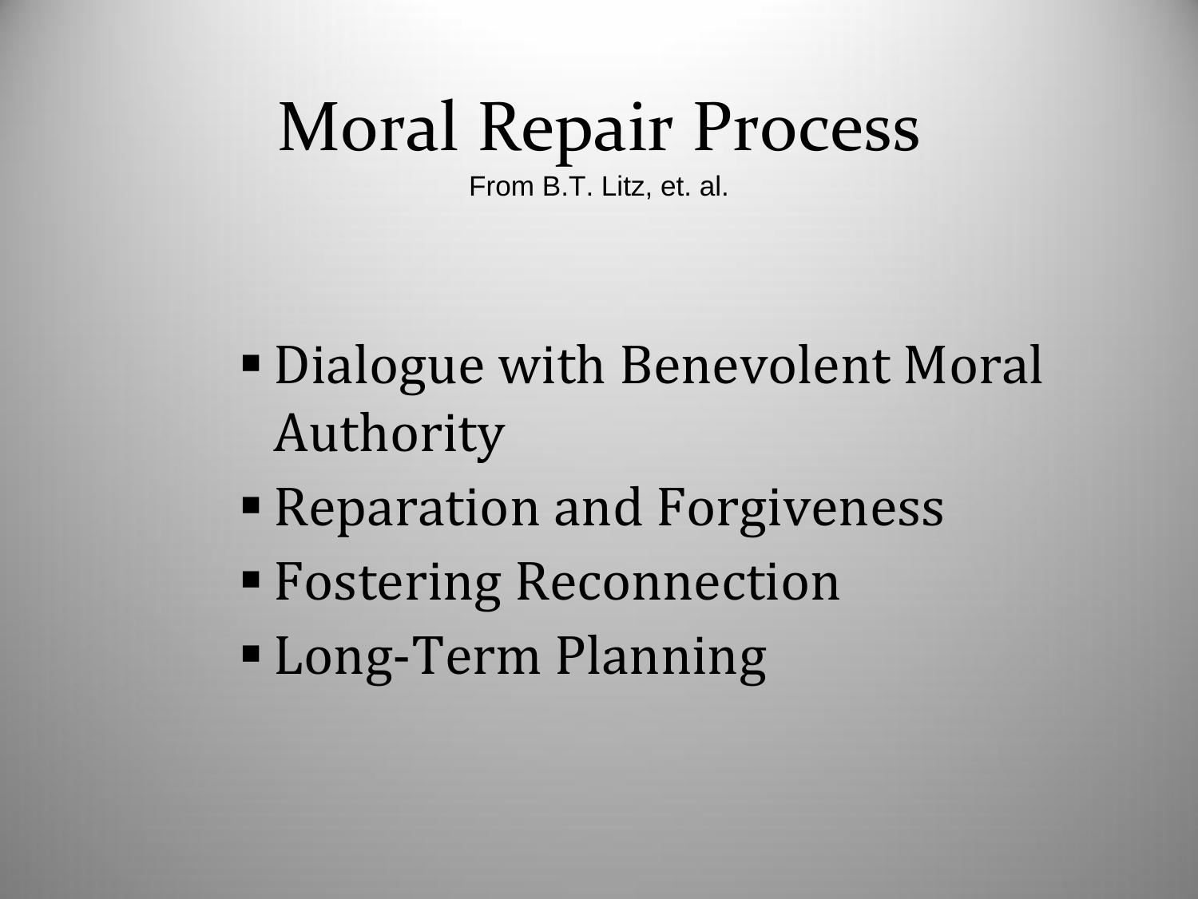# Moral Repair Process

From B.T. Litz, et. al.

- Dialogue with Benevolent Moral Authority
- Reparation and Forgiveness
- Fostering Reconnection
- Long-Term Planning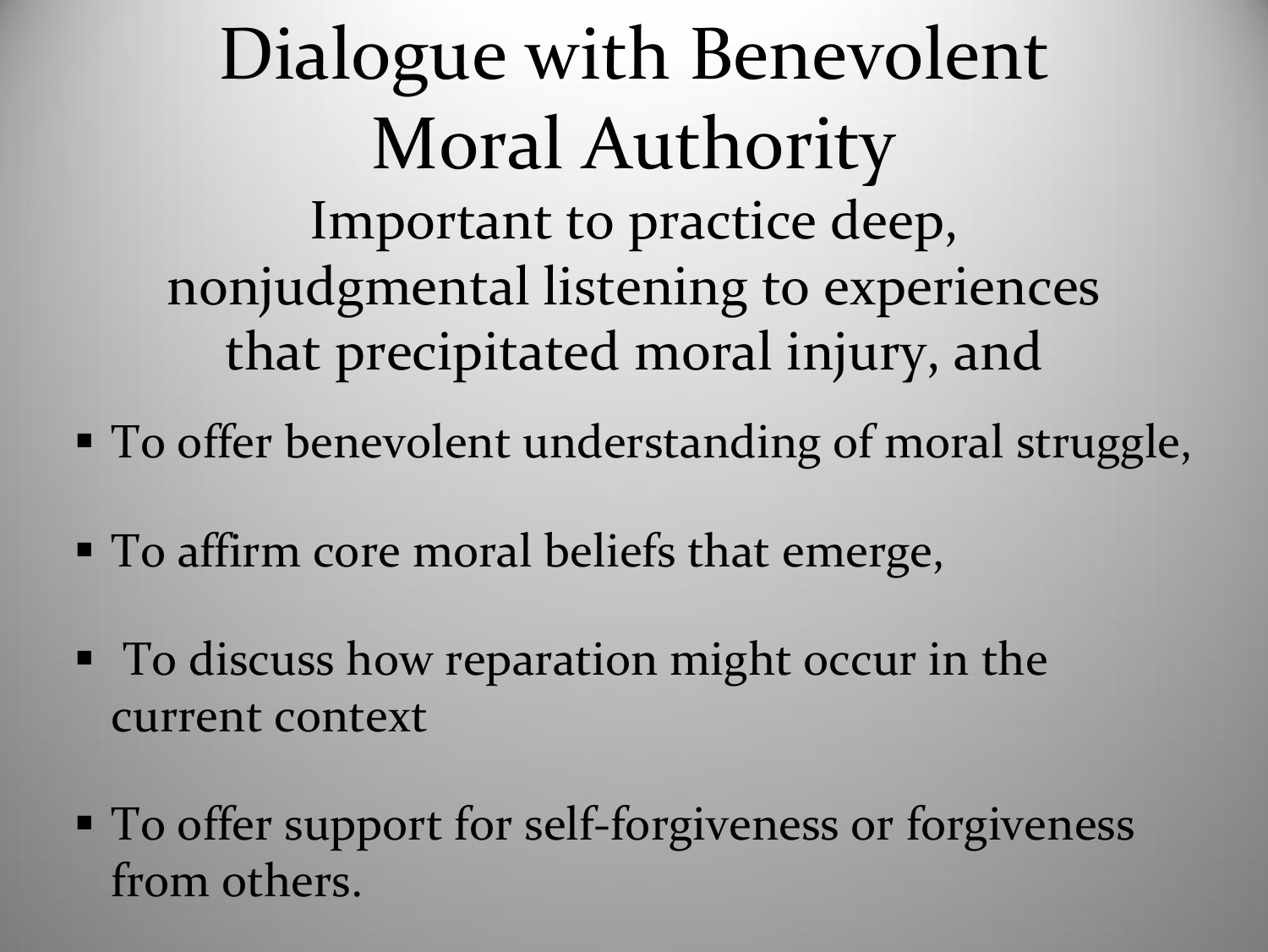# Dialogue with Benevolent Moral Authority

Important to practice deep, nonjudgmental listening to experiences that precipitated moral injury, and

- To offer benevolent understanding of moral struggle,
- To affirm core moral beliefs that emerge,
- To discuss how reparation might occur in the current context
- To offer support for self-forgiveness or forgiveness from others.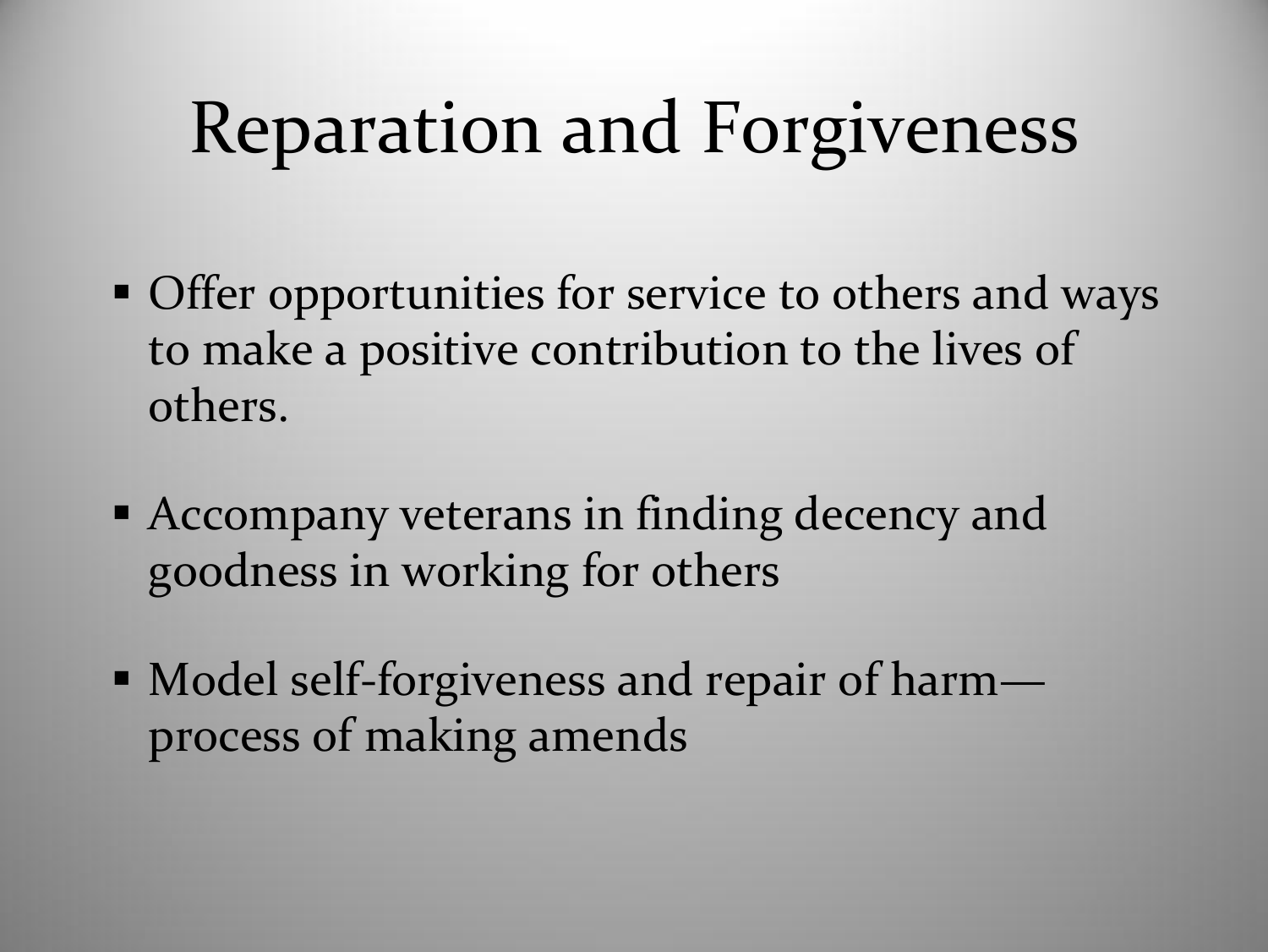# Reparation and Forgiveness

- Offer opportunities for service to others and ways to make a positive contribution to the lives of others.
- Accompany veterans in finding decency and goodness in working for others
- Model self-forgiveness and repair of harm—process of making amends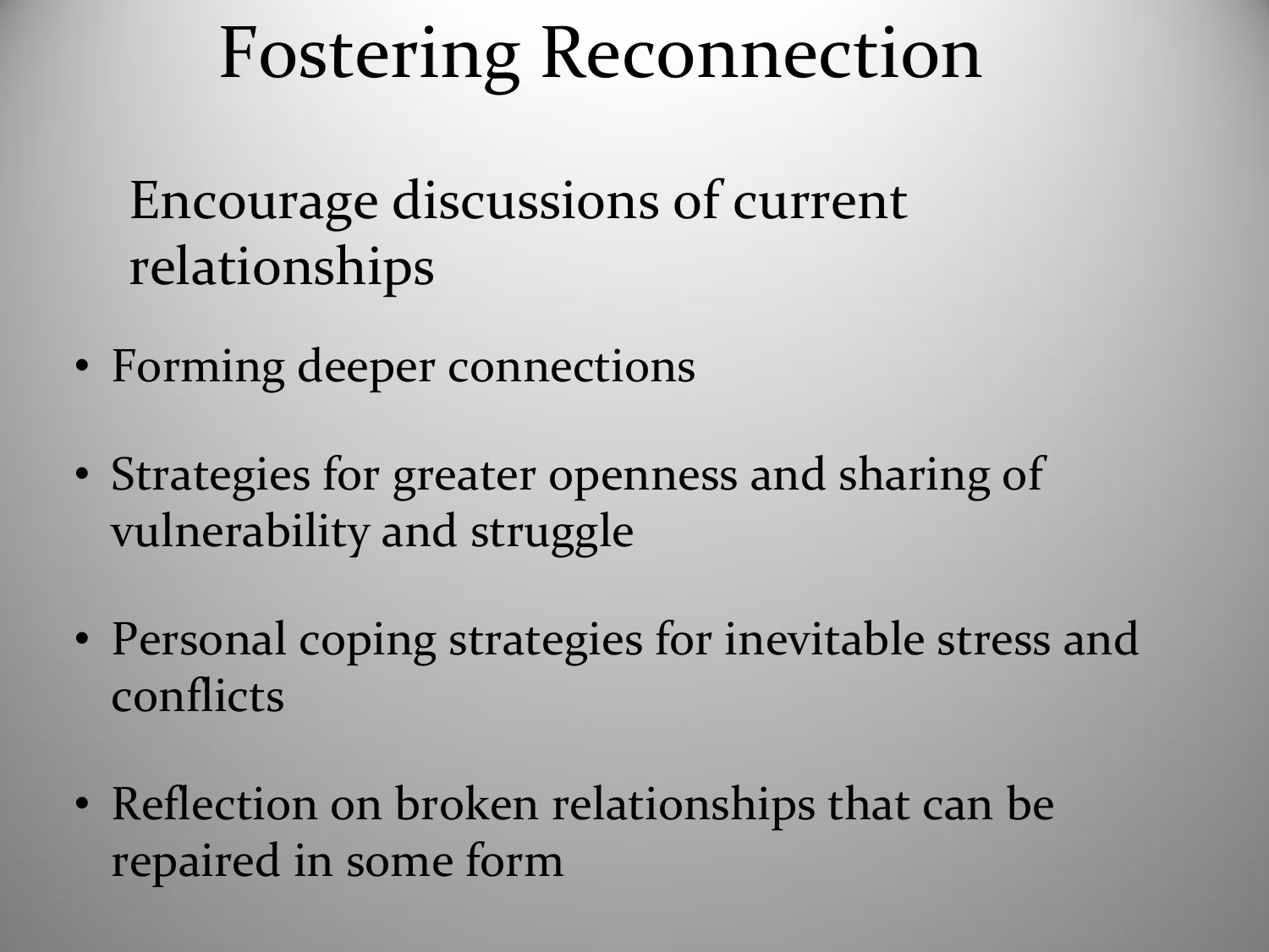# Fostering Reconnection

Encourage discussions of current relationships

- Forming deeper connections
- Strategies for greater openness and sharing of vulnerability and struggle
- Personal coping strategies for inevitable stress and conflicts
- Reflection on broken relationships that can be repaired in some form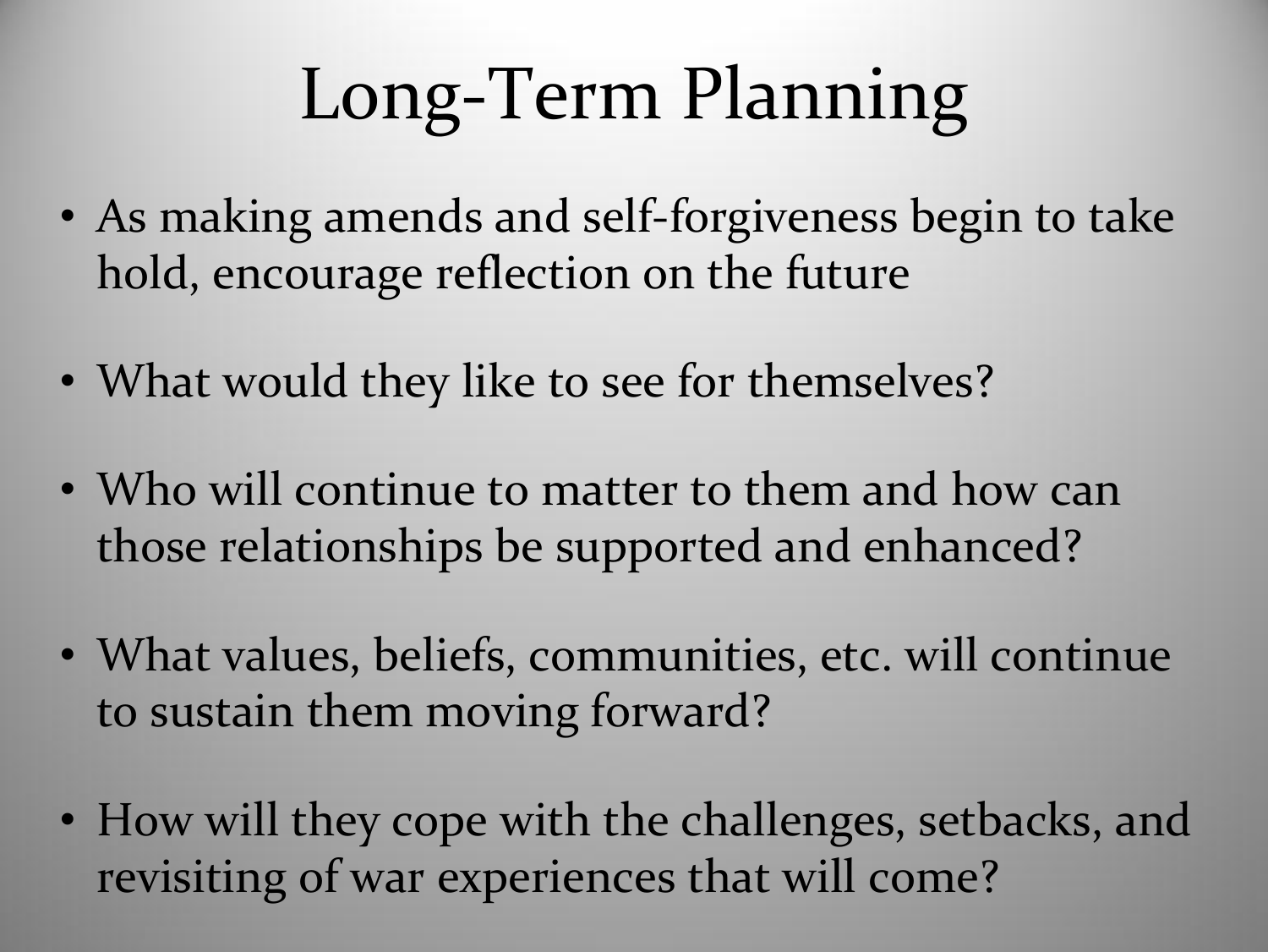# Long-Term Planning

- As making amends and self-forgiveness begin to take hold, encourage reflection on the future
- What would they like to see for themselves?
- Who will continue to matter to them and how can those relationships be supported and enhanced?
- What values, beliefs, communities, etc. will continue to sustain them moving forward?
- How will they cope with the challenges, setbacks, and revisiting of war experiences that will come?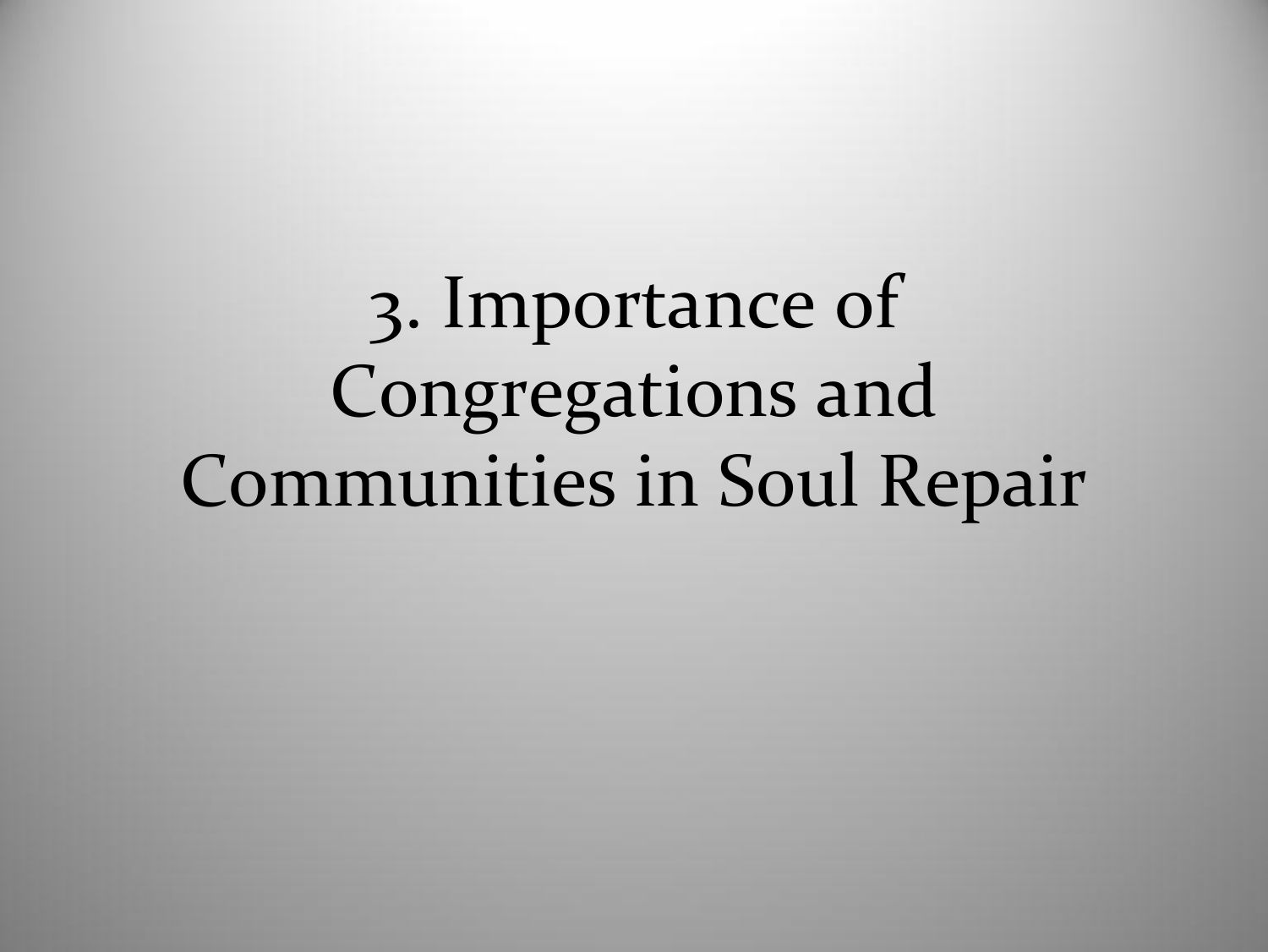# 3. Importance of Congregations and Communities in Soul Repair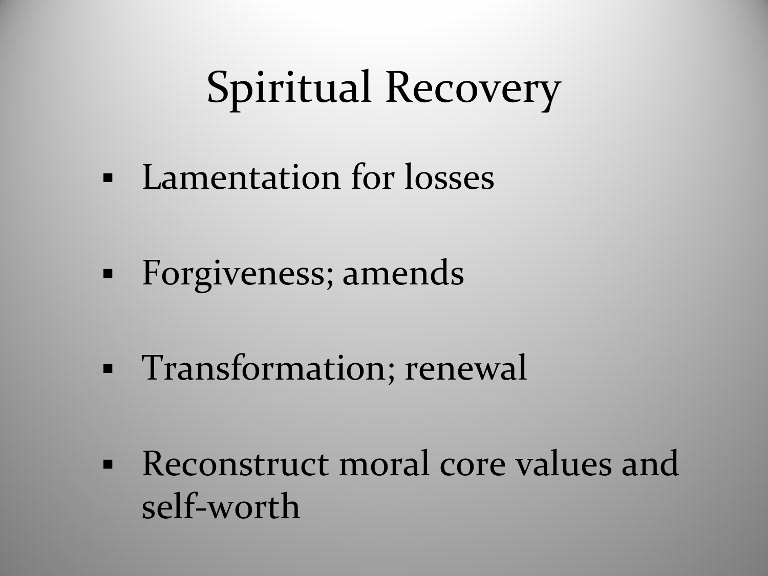# Spiritual Recovery

- Lamentation for losses
- Forgiveness; amends
- Transformation; renewal
- Reconstruct moral core values and self-worth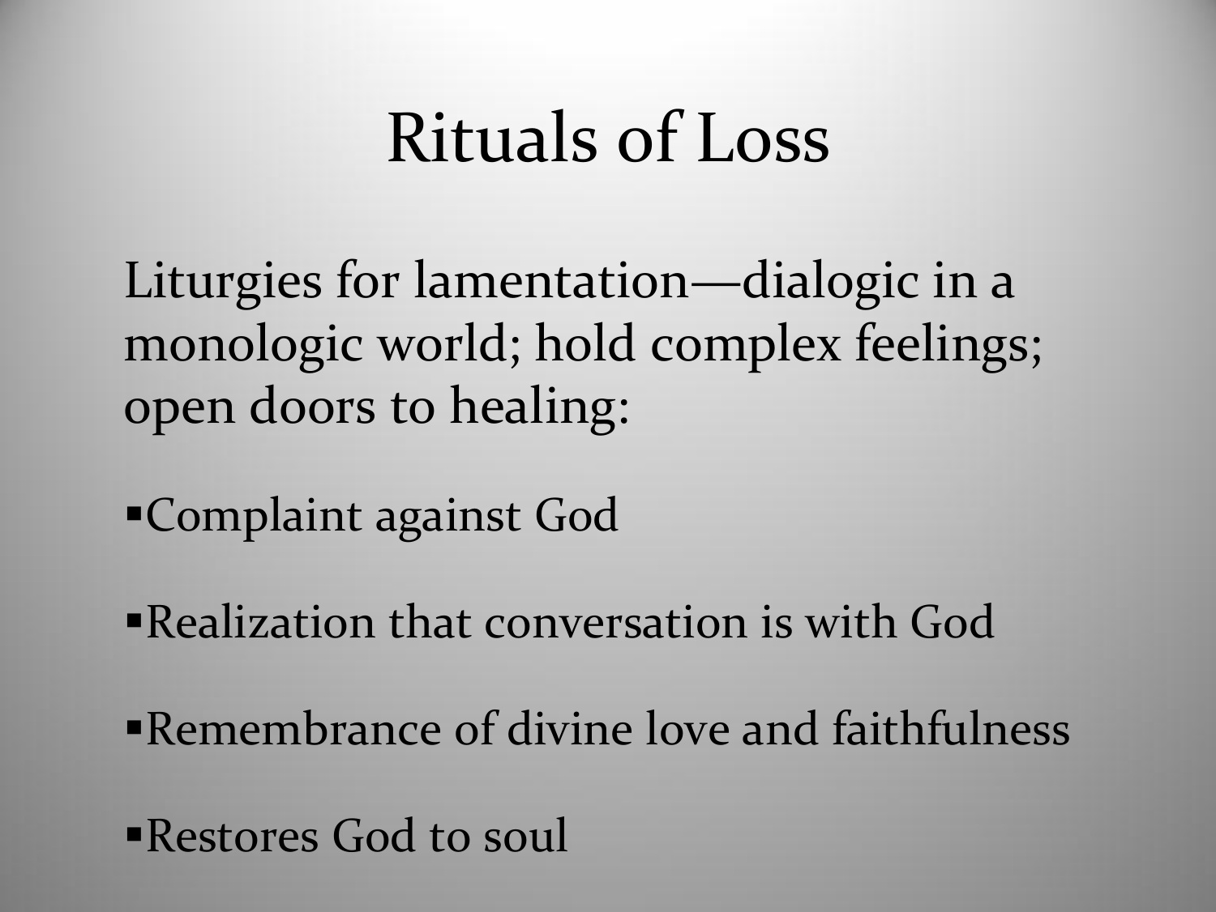# Rituals of Loss

Liturgies for lamentation—dialogic in a monologic world; hold complex feelings; open doors to healing:

- Complaint against God
- Realization that conversation is with God
- Remembrance of divine love and faithfulness
- Restores God to soul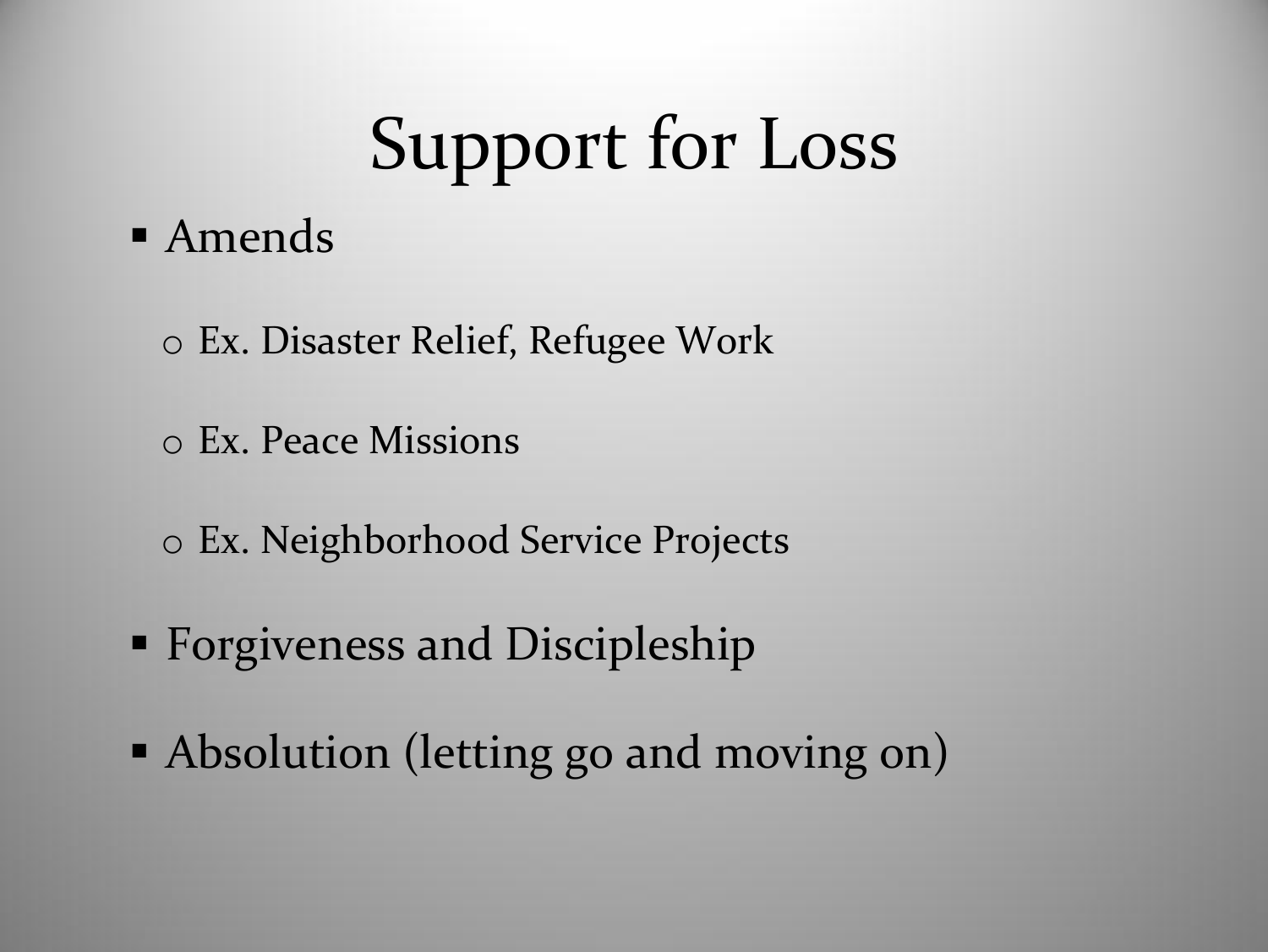# Support for Loss

- Amends
  - Ex. Disaster Relief, Refugee Work
  - Ex. Peace Missions
  - Ex. Neighborhood Service Projects
- Forgiveness and Discipleship
- Absolution (letting go and moving on)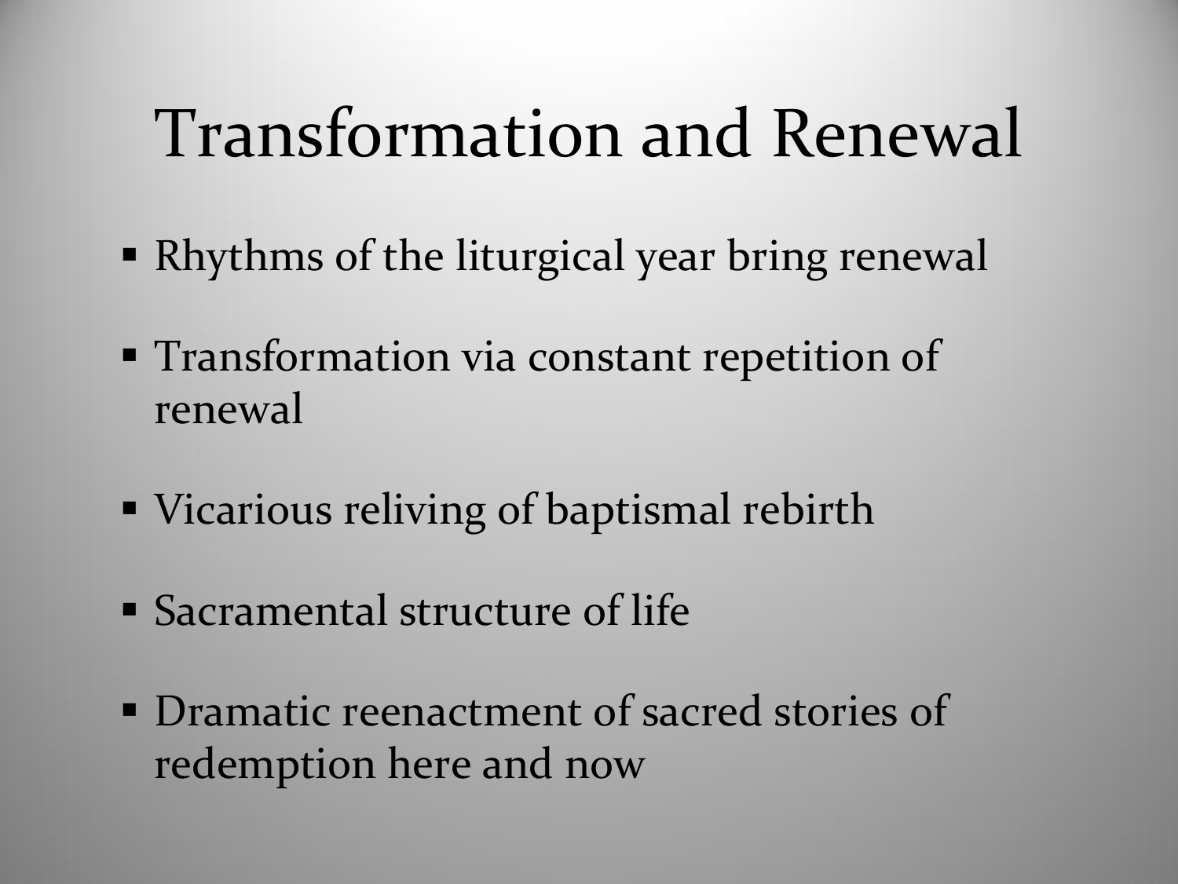# Transformation and Renewal

- Rhythms of the liturgical year bring renewal
- Transformation via constant repetition of renewal
- Vicarious reliving of baptismal rebirth
- Sacramental structure of life
- Dramatic reenactment of sacred stories of redemption here and now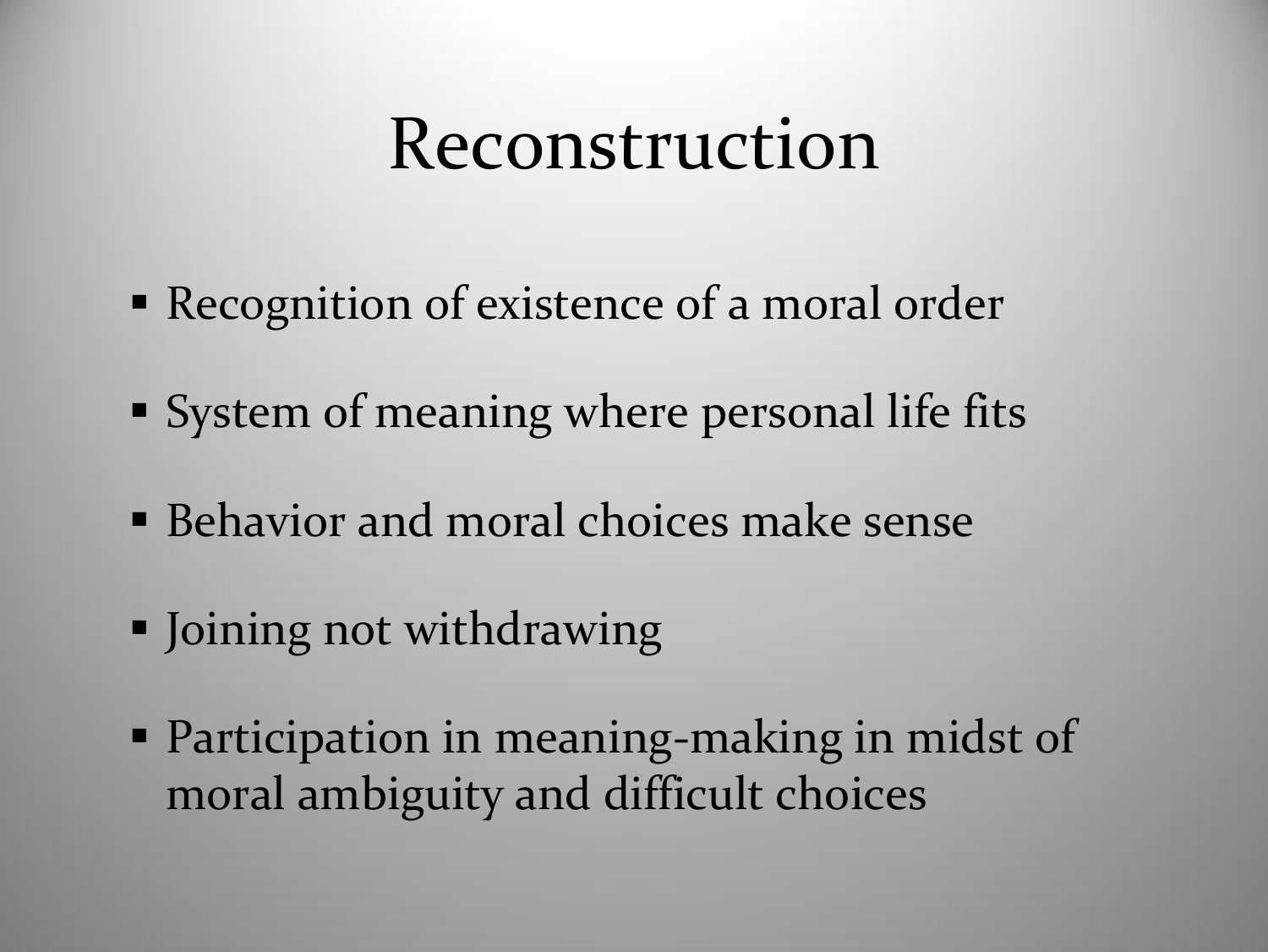# Reconstruction

- Recognition of existence of a moral order
- System of meaning where personal life fits
- Behavior and moral choices make sense
- Joining not withdrawing
- Participation in meaning-making in midst of moral ambiguity and difficult choices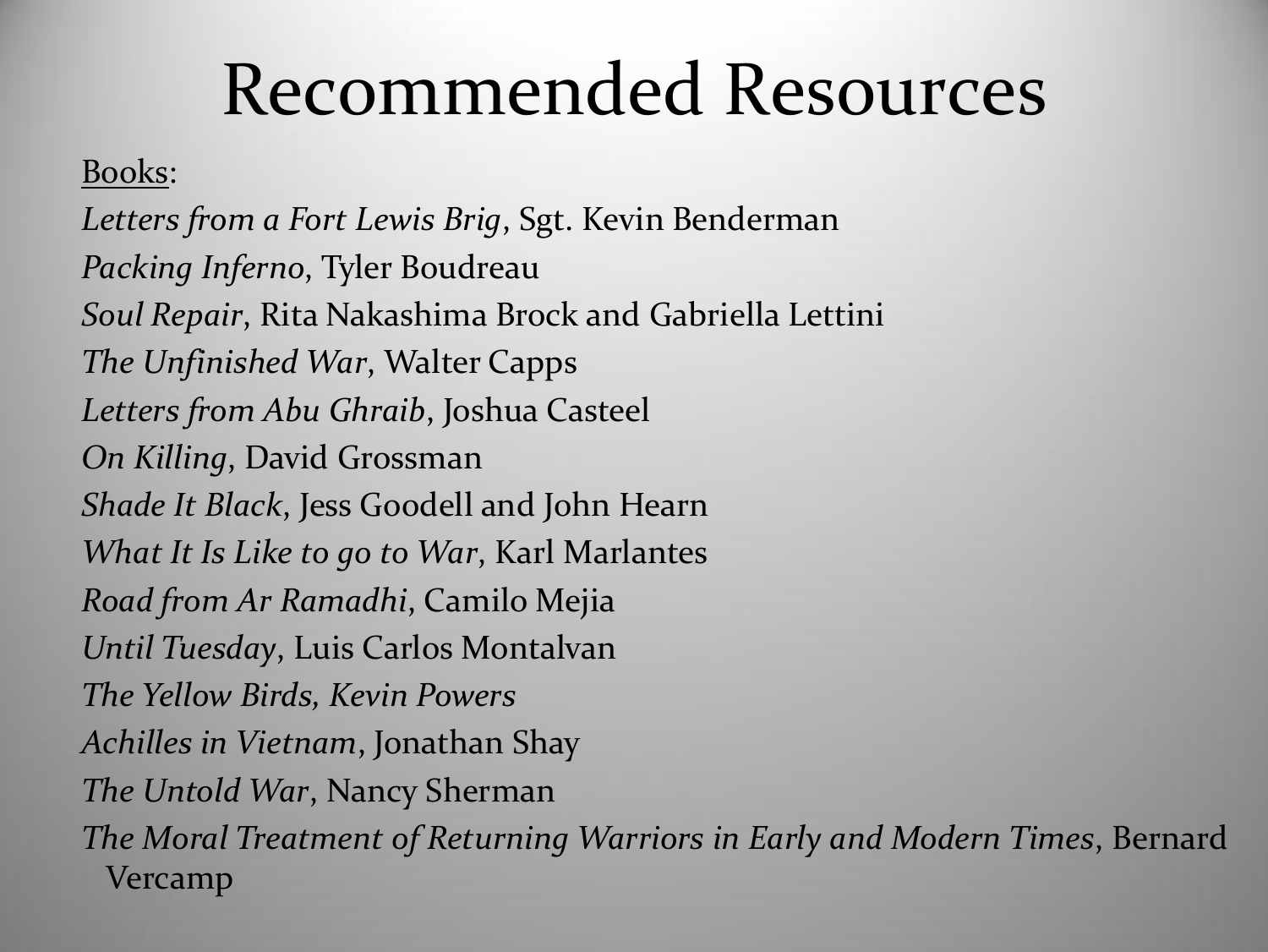# Recommended Resources

Books:

*Letters from a Fort Lewis Brig*, Sgt. Kevin Benderman

*Packing Inferno*, Tyler Boudreau

*Soul Repair*, Rita Nakashima Brock and Gabriella Lettini

*The Unfinished War*, Walter Capps

*Letters from Abu Ghraib*, Joshua Casteel

*On Killing*, David Grossman

*Shade It Black*, Jess Goodell and John Hearn

*What It Is Like to go to War*, Karl Marlantes

*Road from Ar Ramadhi*, Camilo Mejia

*Until Tuesday*, Luis Carlos Montalvan

*The Yellow Birds, Kevin Powers*

*Achilles in Vietnam*, Jonathan Shay

*The Untold War*, Nancy Sherman

*The Moral Treatment of Returning Warriors in Early and Modern Times*, Bernard Vercamp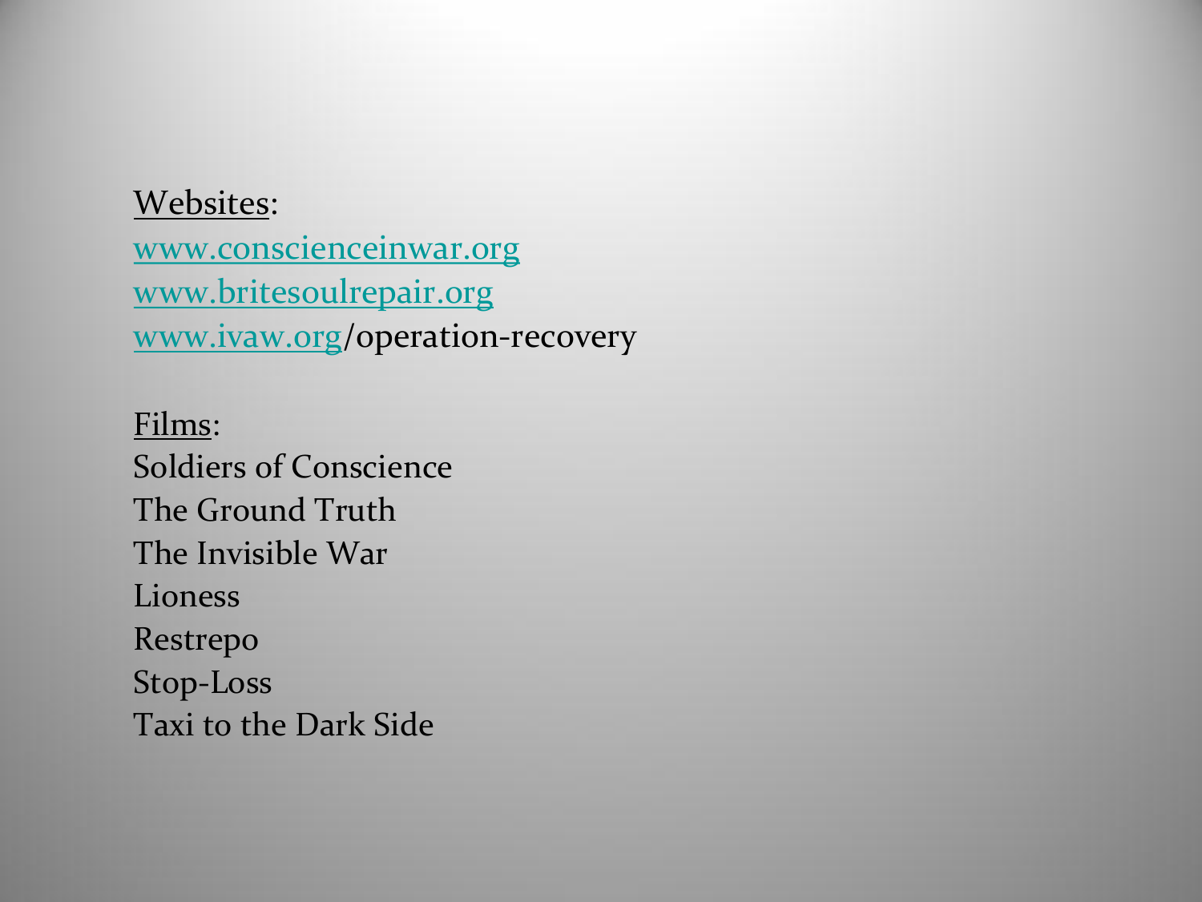Websites:

www.conscienceinwar.org
www.britesoulrepair.org
www.ivaw.org/operation-recovery

Films:

Soldiers of Conscience
The Ground Truth
The Invisible War
Lioness
Restrepo
Stop-Loss
Taxi to the Dark Side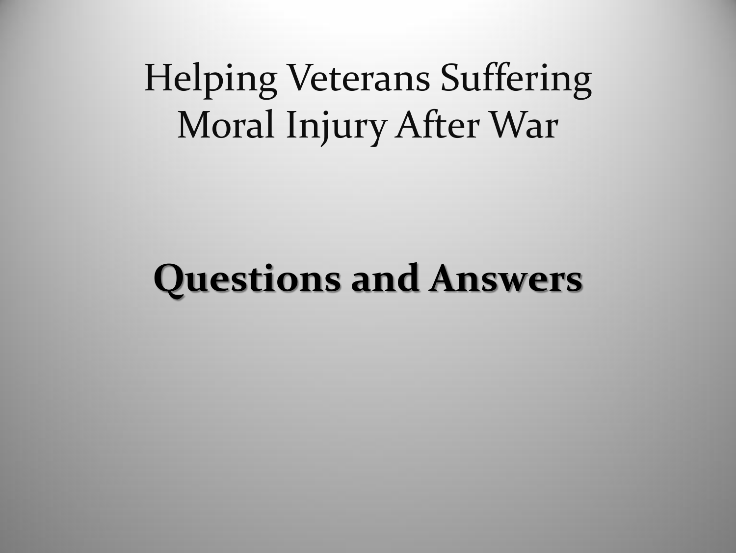# Helping Veterans Suffering Moral Injury After War

## **Questions and Answers**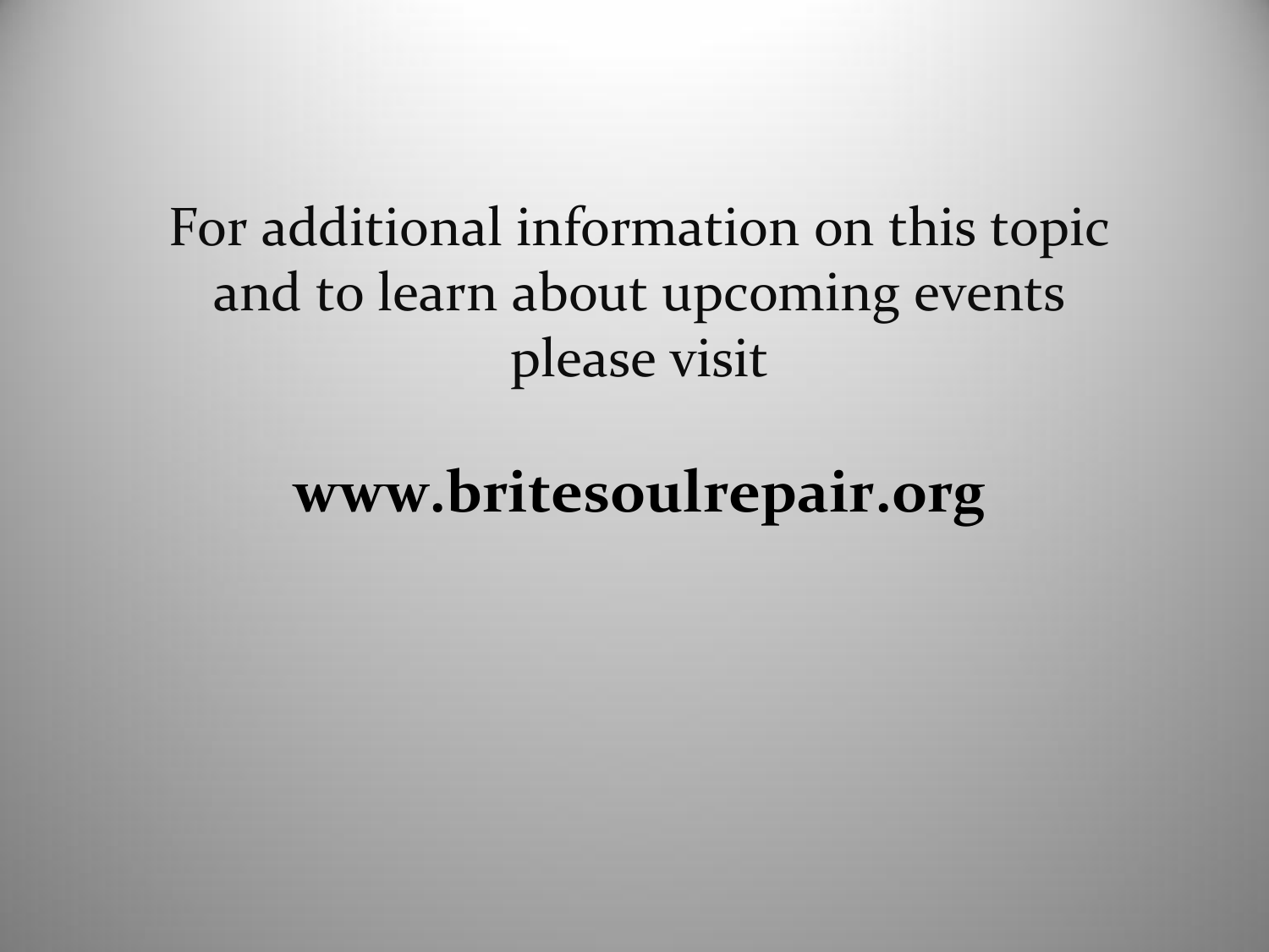For additional information on this topic and to learn about upcoming events please visit

**www.britesoulrepair.org**